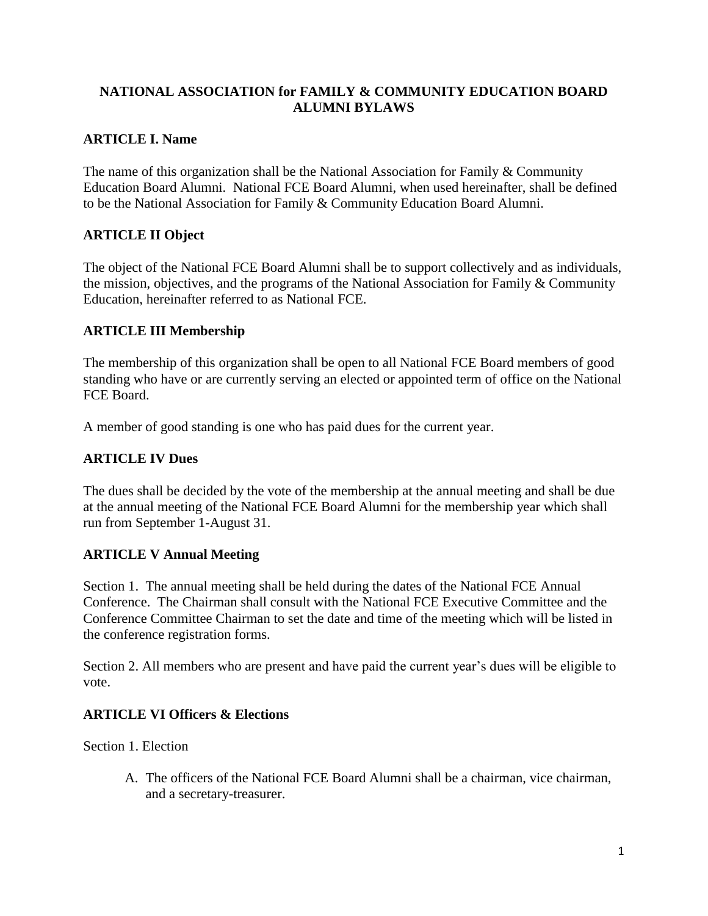# NATIONAL ASSOCIATION for FAMILY & COMMUNITY EDUCATION BOARD ALUMNI BYLAWS

## ARTICLE I. Name

The name of this organization shall be the National Association for Family & Community Education Board Alumni. National FCE Board Alumni, when used hereinafter, shall be defined to be the National Association for Family & Community Education Board Alumni.

## ARTICLE II Object

The object of the National FCE Board Alumni shall be to support collectively and as individuals, the mission, objectives, and the programs of the National Association for Family & Community Education, hereinafter referred to as National FCE.

## ARTICLE III Membership

The membership of this organization shall be open to all National FCE Board members of good standing who have or are currently serving an elected or appointed term of office on the National FCE Board.

A member of good standing is one who has paid dues for the current year.

## ARTICLE IV Dues

The dues shall be decided by the vote of the membership at the annual meeting and shall be due at the annual meeting of the National FCE Board Alumni for the membership year which shall run from September 1-August 31.

## ARTICLE V Annual Meeting

Section 1. The annual meeting shall be held during the dates of the National FCE Annual Conference. The Chairman shall consult with the National FCE Executive Committee and the Conference Committee Chairman to set the date and time of the meeting which will be listed in the conference registration forms.

Section 2. All members who are present and have paid the current year's dues will be eligible to vote.

## ARTICLE VI Officers & Elections

Section 1. Election

A. The officers of the National FCE Board Alumni shall be a chairman, vice chairman, and a secretary-treasurer.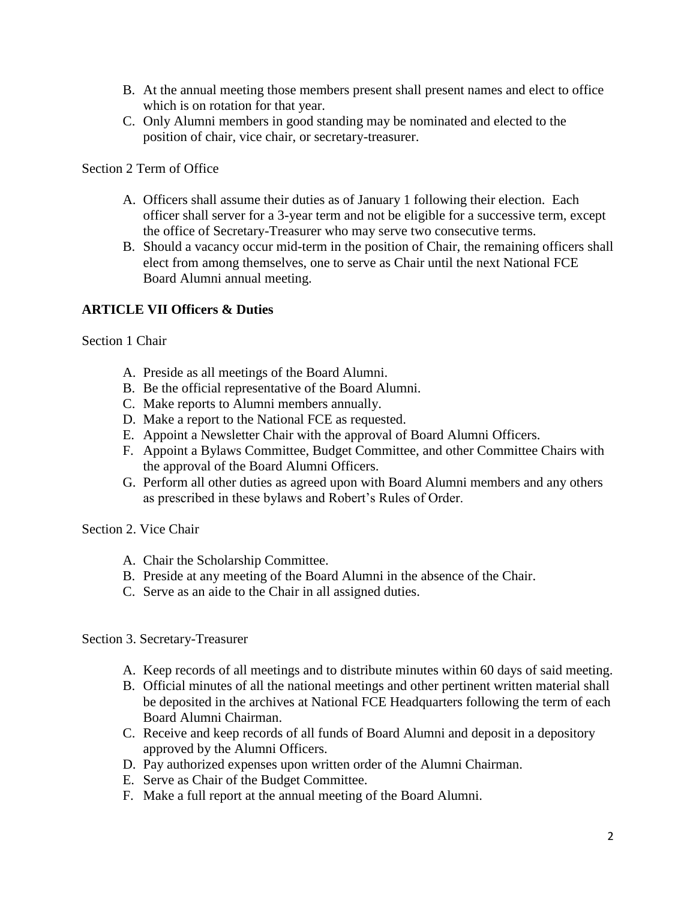B. At the annual meeting those members present shall present names and elect to office which is on rotation for that year.
C. Only Alumni members in good standing may be nominated and elected to the position of chair, vice chair, or secretary-treasurer.

Section 2 Term of Office

A. Officers shall assume their duties as of January 1 following their election. Each officer shall server for a 3-year term and not be eligible for a successive term, except the office of Secretary-Treasurer who may serve two consecutive terms.
B. Should a vacancy occur mid-term in the position of Chair, the remaining officers shall elect from among themselves, one to serve as Chair until the next National FCE Board Alumni annual meeting.

**ARTICLE VII Officers & Duties**

Section 1 Chair

A. Preside as all meetings of the Board Alumni.
B. Be the official representative of the Board Alumni.
C. Make reports to Alumni members annually.
D. Make a report to the National FCE as requested.
E. Appoint a Newsletter Chair with the approval of Board Alumni Officers.
F. Appoint a Bylaws Committee, Budget Committee, and other Committee Chairs with the approval of the Board Alumni Officers.
G. Perform all other duties as agreed upon with Board Alumni members and any others as prescribed in these bylaws and Robert's Rules of Order.

Section 2. Vice Chair

A. Chair the Scholarship Committee.
B. Preside at any meeting of the Board Alumni in the absence of the Chair.
C. Serve as an aide to the Chair in all assigned duties.

Section 3. Secretary-Treasurer

A. Keep records of all meetings and to distribute minutes within 60 days of said meeting.
B. Official minutes of all the national meetings and other pertinent written material shall be deposited in the archives at National FCE Headquarters following the term of each Board Alumni Chairman.
C. Receive and keep records of all funds of Board Alumni and deposit in a depository approved by the Alumni Officers.
D. Pay authorized expenses upon written order of the Alumni Chairman.
E. Serve as Chair of the Budget Committee.
F. Make a full report at the annual meeting of the Board Alumni.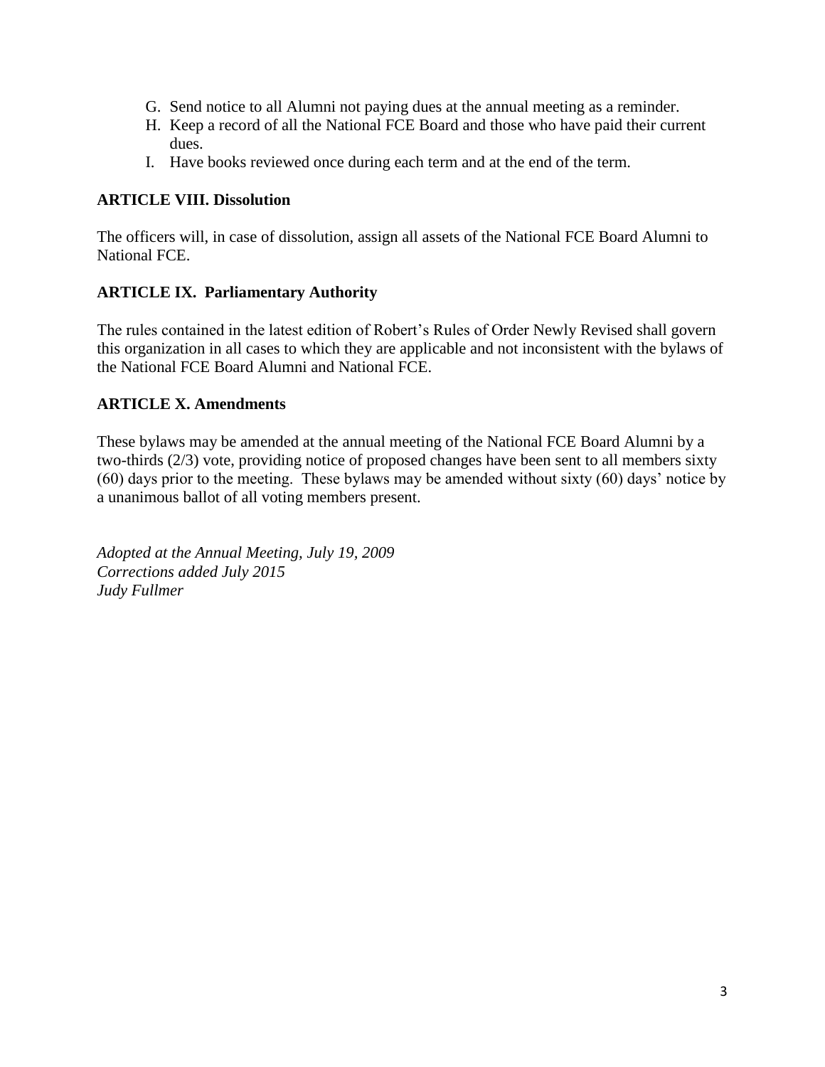G. Send notice to all Alumni not paying dues at the annual meeting as a reminder.
H. Keep a record of all the National FCE Board and those who have paid their current dues.
I. Have books reviewed once during each term and at the end of the term.

**ARTICLE VIII. Dissolution**

The officers will, in case of dissolution, assign all assets of the National FCE Board Alumni to National FCE.

**ARTICLE IX. Parliamentary Authority**

The rules contained in the latest edition of Robert's Rules of Order Newly Revised shall govern this organization in all cases to which they are applicable and not inconsistent with the bylaws of the National FCE Board Alumni and National FCE.

**ARTICLE X. Amendments**

These bylaws may be amended at the annual meeting of the National FCE Board Alumni by a two-thirds (2/3) vote, providing notice of proposed changes have been sent to all members sixty (60) days prior to the meeting. These bylaws may be amended without sixty (60) days' notice by a unanimous ballot of all voting members present.

*Adopted at the Annual Meeting, July 19, 2009*
*Corrections added July 2015*
*Judy Fullmer*